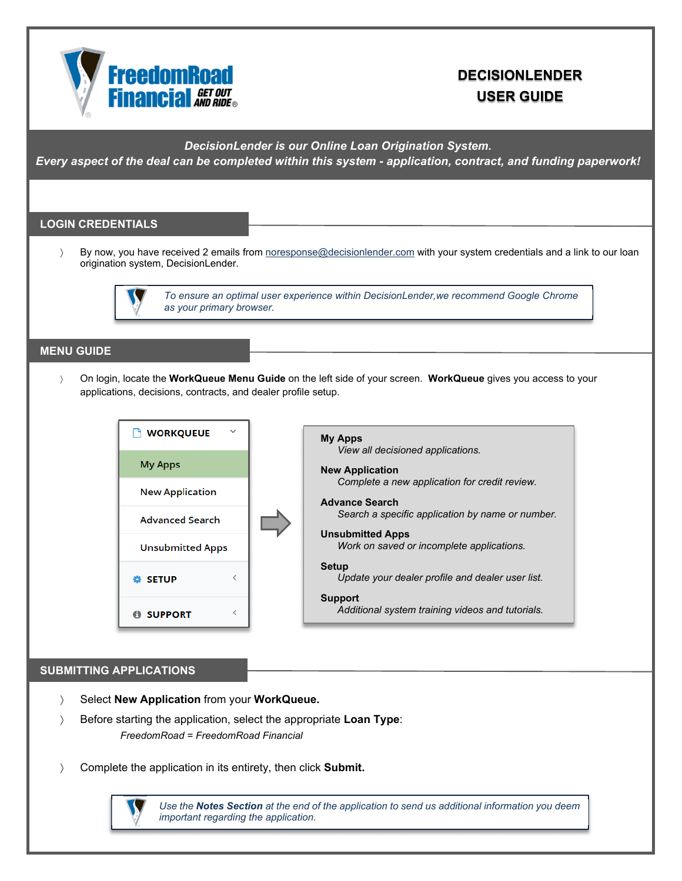# DECISIONLENDER USER GUIDE

*DecisionLender is our Online Loan Origination System.*
*Every aspect of the deal can be completed within this system - application, contract, and funding paperwork!*

## LOGIN CREDENTIALS

- By now, you have received 2 emails from noresponse@decisionlender.com with your system credentials and a link to our loan origination system, DecisionLender.

> *To ensure an optimal user experience within DecisionLender, we recommend Google Chrome as your primary browser.*

## MENU GUIDE

- On login, locate the **WorkQueue Menu Guide** on the left side of your screen. **WorkQueue** gives you access to your applications, decisions, contracts, and dealer profile setup.

**WORKQUEUE**
- My Apps
- New Application
- Advanced Search
- Unsubmitted Apps

**SETUP**

**SUPPORT**

**My Apps**
*View all decisioned applications.*

**New Application**
*Complete a new application for credit review.*

**Advance Search**
*Search a specific application by name or number.*

**Unsubmitted Apps**
*Work on saved or incomplete applications.*

**Setup**
*Update your dealer profile and dealer user list.*

**Support**
*Additional system training videos and tutorials.*

## SUBMITTING APPLICATIONS

- Select **New Application** from your **WorkQueue.**
- Before starting the application, select the appropriate **Loan Type**:
  *FreedomRoad = FreedomRoad Financial*
- Complete the application in its entirety, then click **Submit.**

> *Use the **Notes Section** at the end of the application to send us additional information you deem important regarding the application.*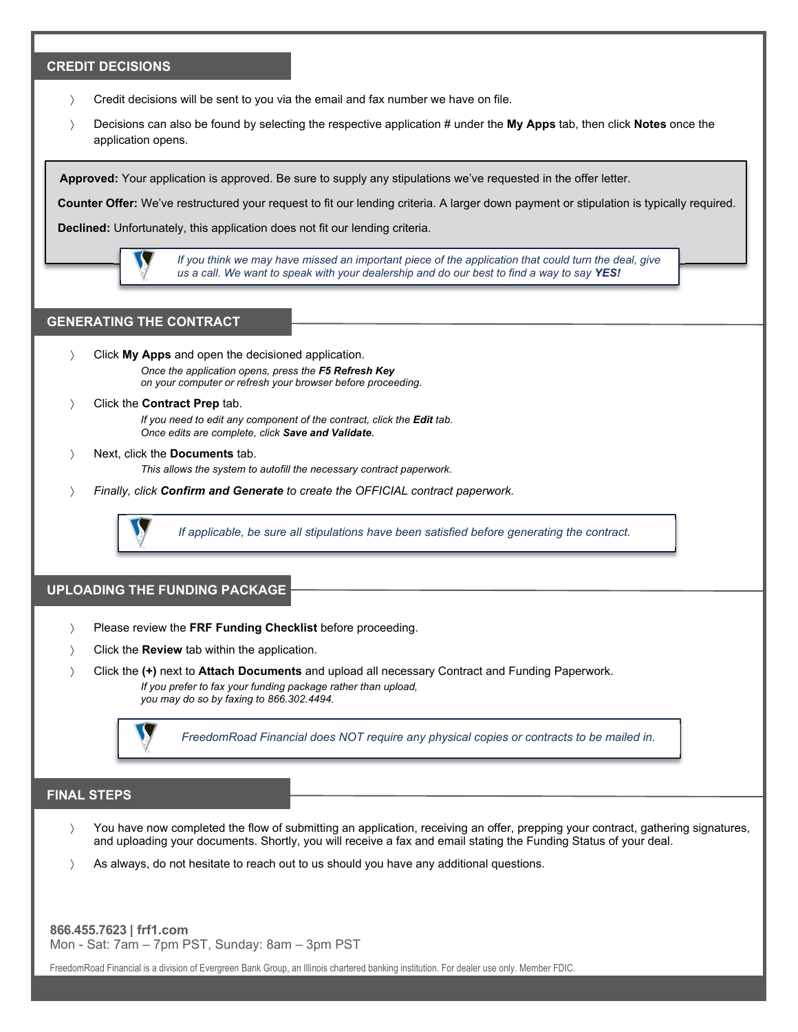## CREDIT DECISIONS

- Credit decisions will be sent to you via the email and fax number we have on file.
- Decisions can also be found by selecting the respective application # under the **My Apps** tab, then click **Notes** once the application opens.

**Approved:** Your application is approved. Be sure to supply any stipulations we've requested in the offer letter.

**Counter Offer:** We've restructured your request to fit our lending criteria. A larger down payment or stipulation is typically required.

**Declined:** Unfortunately, this application does not fit our lending criteria.

> *If you think we may have missed an important piece of the application that could turn the deal, give us a call. We want to speak with your dealership and do our best to find a way to say **YES!***

## GENERATING THE CONTRACT

- Click **My Apps** and open the decisioned application.
  *Once the application opens, press the **F5 Refresh Key** on your computer or refresh your browser before proceeding.*
- Click the **Contract Prep** tab.
  *If you need to edit any component of the contract, click the **Edit** tab.*
  *Once edits are complete, click **Save and Validate**.*
- Next, click the **Documents** tab.
  *This allows the system to autofill the necessary contract paperwork.*
- *Finally, click **Confirm and Generate** to create the OFFICIAL contract paperwork.*

> *If applicable, be sure all stipulations have been satisfied before generating the contract.*

## UPLOADING THE FUNDING PACKAGE

- Please review the **FRF Funding Checklist** before proceeding.
- Click the **Review** tab within the application.
- Click the **(+)** next to **Attach Documents** and upload all necessary Contract and Funding Paperwork.
  *If you prefer to fax your funding package rather than upload, you may do so by faxing to 866.302.4494.*

> *FreedomRoad Financial does NOT require any physical copies or contracts to be mailed in.*

## FINAL STEPS

- You have now completed the flow of submitting an application, receiving an offer, prepping your contract, gathering signatures, and uploading your documents. Shortly, you will receive a fax and email stating the Funding Status of your deal.
- As always, do not hesitate to reach out to us should you have any additional questions.

**866.455.7623 | frf1.com**
Mon - Sat: 7am – 7pm PST, Sunday: 8am – 3pm PST

FreedomRoad Financial is a division of Evergreen Bank Group, an Illinois chartered banking institution. For dealer use only. Member FDIC.